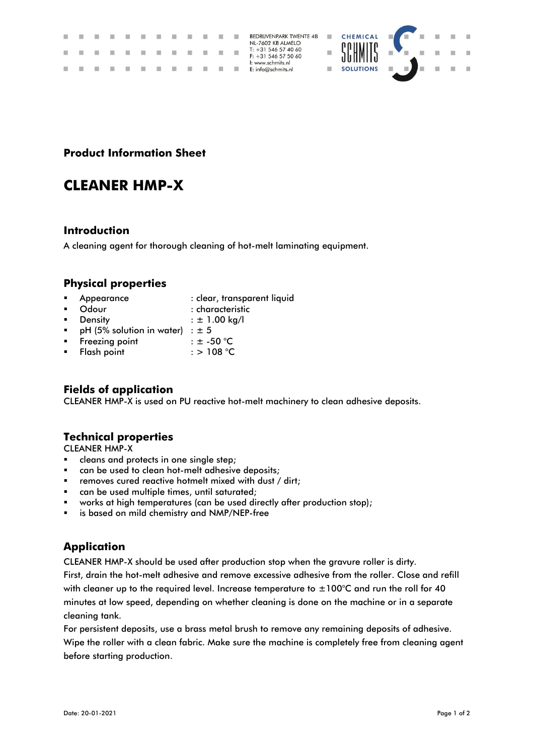BEDRIJVENPARK TWENTE 48
NL-7602 KB ALMELO
T: +31 546 57 40 60
F: +31 546 57 50 60
I: www.schmits.nl
E: info@schmits.nl

**Product Information Sheet**

# CLEANER HMP-X

## Introduction

A cleaning agent for thorough cleaning of hot-melt laminating equipment.

## Physical properties

- Appearance : clear, transparent liquid
- Odour : characteristic
- Density : ± 1.00 kg/l
- pH (5% solution in water) : ± 5
- Freezing point : ± -50 °C
- Flash point : > 108 °C

## Fields of application

CLEANER HMP-X is used on PU reactive hot-melt machinery to clean adhesive deposits.

## Technical properties

CLEANER HMP-X

- cleans and protects in one single step;
- can be used to clean hot-melt adhesive deposits;
- removes cured reactive hotmelt mixed with dust / dirt;
- can be used multiple times, until saturated;
- works at high temperatures (can be used directly after production stop);
- is based on mild chemistry and NMP/NEP-free

## Application

CLEANER HMP-X should be used after production stop when the gravure roller is dirty.
First, drain the hot-melt adhesive and remove excessive adhesive from the roller. Close and refill with cleaner up to the required level. Increase temperature to ±100°C and run the roll for 40 minutes at low speed, depending on whether cleaning is done on the machine or in a separate cleaning tank.
For persistent deposits, use a brass metal brush to remove any remaining deposits of adhesive. Wipe the roller with a clean fabric. Make sure the machine is completely free from cleaning agent before starting production.

Date: 20-01-2021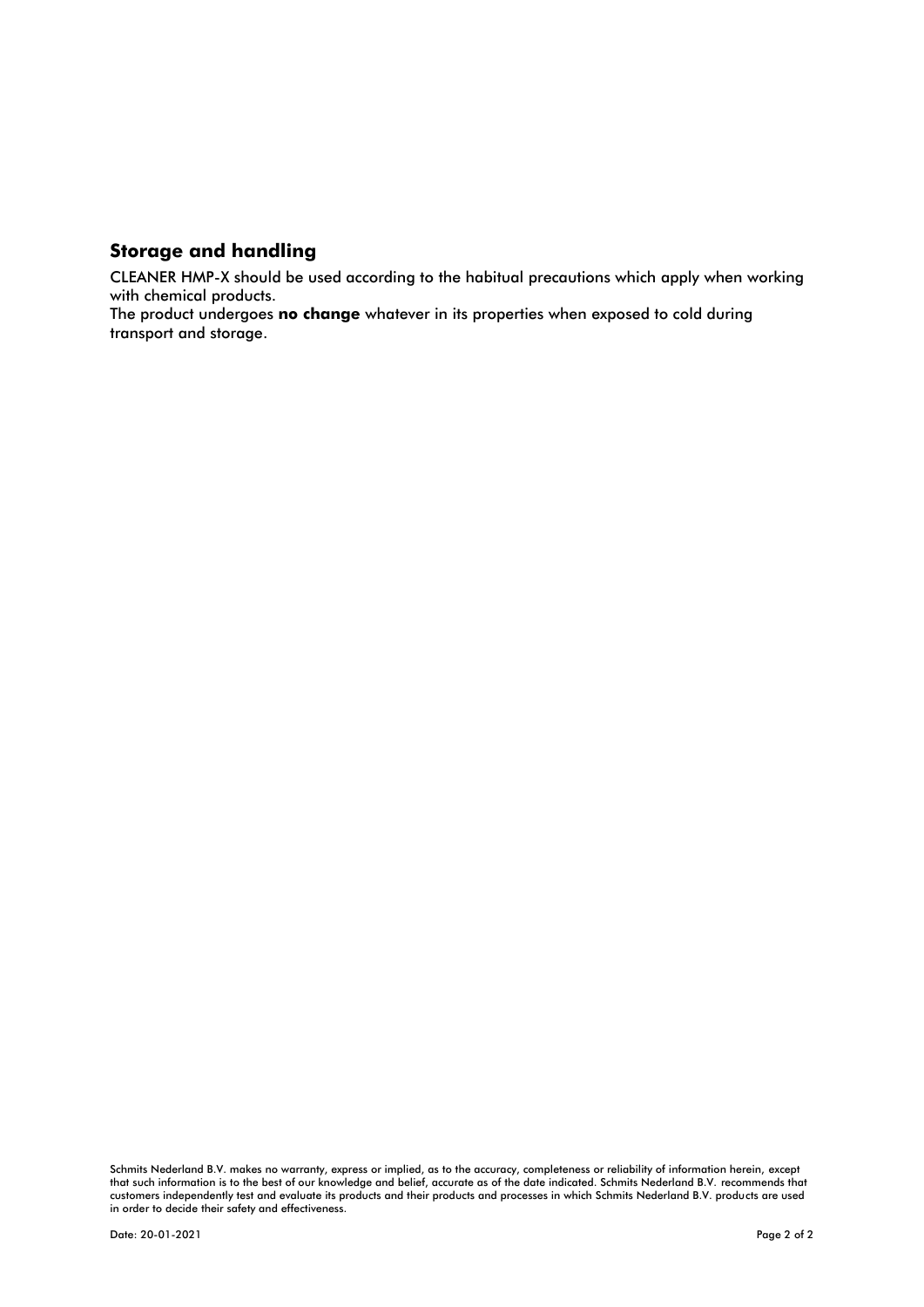## Storage and handling

CLEANER HMP-X should be used according to the habitual precautions which apply when working with chemical products.
The product undergoes **no change** whatever in its properties when exposed to cold during transport and storage.

Schmits Nederland B.V. makes no warranty, express or implied, as to the accuracy, completeness or reliability of information herein, except that such information is to the best of our knowledge and belief, accurate as of the date indicated. Schmits Nederland B.V. recommends that customers independently test and evaluate its products and their products and processes in which Schmits Nederland B.V. products are used in order to decide their safety and effectiveness.

Date: 20-01-2021